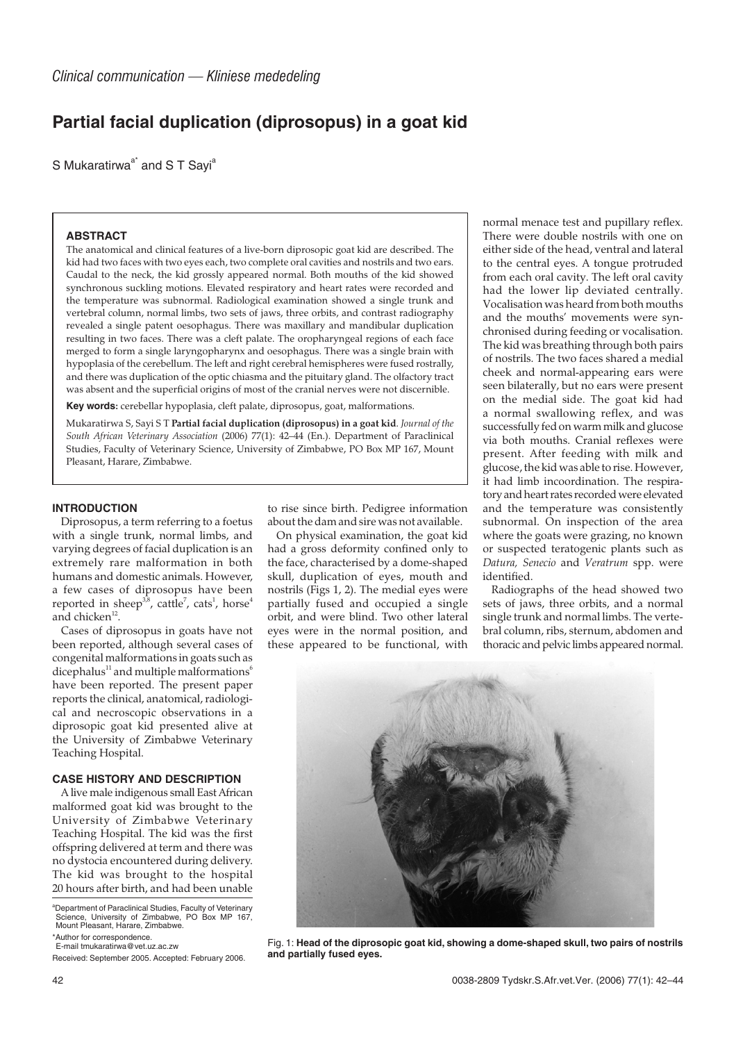*Clinical communication — Kliniese mededeling*

# Partial facial duplication (diprosopus) in a goat kid

S Mukaratirwa[a*] and S T Sayi[a]

### ABSTRACT

The anatomical and clinical features of a live-born diprosopic goat kid are described. The kid had two faces with two eyes each, two complete oral cavities and nostrils and two ears. Caudal to the neck, the kid grossly appeared normal. Both mouths of the kid showed synchronous suckling motions. Elevated respiratory and heart rates were recorded and the temperature was subnormal. Radiological examination showed a single trunk and vertebral column, normal limbs, two sets of jaws, three orbits, and contrast radiography revealed a single patent oesophagus. There was maxillary and mandibular duplication resulting in two faces. There was a cleft palate. The oropharyngeal regions of each face merged to form a single laryngopharynx and oesophagus. There was a single brain with hypoplasia of the cerebellum. The left and right cerebral hemispheres were fused rostrally, and there was duplication of the optic chiasma and the pituitary gland. The olfactory tract was absent and the superficial origins of most of the cranial nerves were not discernible.

**Key words:** cerebellar hypoplasia, cleft palate, diprosopus, goat, malformations.

Mukaratirwa S, Sayi S T **Partial facial duplication (diprosopus) in a goat kid**. *Journal of the South African Veterinary Association* (2006) 77(1): 42–44 (En.). Department of Paraclinical Studies, Faculty of Veterinary Science, University of Zimbabwe, PO Box MP 167, Mount Pleasant, Harare, Zimbabwe.

## INTRODUCTION

Diprosopus, a term referring to a foetus with a single trunk, normal limbs, and varying degrees of facial duplication is an extremely rare malformation in both humans and domestic animals. However, a few cases of diprosopus have been reported in sheep[3,8], cattle[7], cats[1], horse[4] and chicken[12].

Cases of diprosopus in goats have not been reported, although several cases of congenital malformations in goats such as dicephalus[11] and multiple malformations[6] have been reported. The present paper reports the clinical, anatomical, radiological and necroscopic observations in a diprosopic goat kid presented alive at the University of Zimbabwe Veterinary Teaching Hospital.

## CASE HISTORY AND DESCRIPTION

A live male indigenous small East African malformed goat kid was brought to the University of Zimbabwe Veterinary Teaching Hospital. The kid was the first offspring delivered at term and there was no dystocia encountered during delivery. The kid was brought to the hospital 20 hours after birth, and had been unable to rise since birth. Pedigree information about the dam and sire was not available.

On physical examination, the goat kid had a gross deformity confined only to the face, characterised by a dome-shaped skull, duplication of eyes, mouth and nostrils (Figs 1, 2). The medial eyes were partially fused and occupied a single orbit, and were blind. Two other lateral eyes were in the normal position, and these appeared to be functional, with normal menace test and pupillary reflex. There were double nostrils with one on either side of the head, ventral and lateral to the central eyes. A tongue protruded from each oral cavity. The left oral cavity had the lower lip deviated centrally. Vocalisation was heard from both mouths and the mouths' movements were synchronised during feeding or vocalisation. The kid was breathing through both pairs of nostrils. The two faces shared a medial cheek and normal-appearing ears were seen bilaterally, but no ears were present on the medial side. The goat kid had a normal swallowing reflex, and was successfully fed on warm milk and glucose via both mouths. Cranial reflexes were present. After feeding with milk and glucose, the kid was able to rise. However, it had limb incoordination. The respiratory and heart rates recorded were elevated and the temperature was consistently subnormal. On inspection of the area where the goats were grazing, no known or suspected teratogenic plants such as *Datura, Senecio* and *Veratrum* spp. were identified.

Radiographs of the head showed two sets of jaws, three orbits, and a normal single trunk and normal limbs. The vertebral column, ribs, sternum, abdomen and thoracic and pelvic limbs appeared normal.

Fig. 1: **Head of the diprosopic goat kid, showing a dome-shaped skull, two pairs of nostrils and partially fused eyes.**

[a]Department of Paraclinical Studies, Faculty of Veterinary Science, University of Zimbabwe, PO Box MP 167, Mount Pleasant, Harare, Zimbabwe.

*Author for correspondence.
E-mail tmukaratirwa@vet.uz.ac.zw

Received: September 2005. Accepted: February 2006.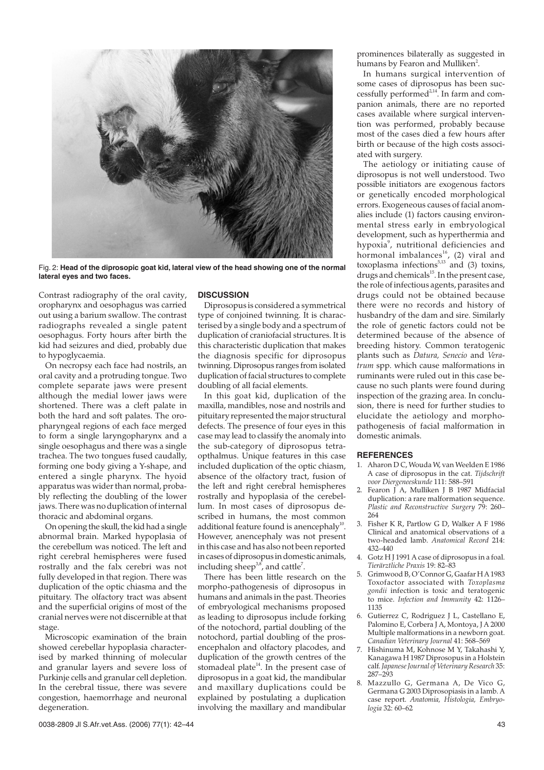Fig. 2: **Head of the diprosopic goat kid, lateral view of the head showing one of the normal lateral eyes and two faces.**

Contrast radiography of the oral cavity, oropharynx and oesophagus was carried out using a barium swallow. The contrast radiographs revealed a single patent oesophagus. Forty hours after birth the kid had seizures and died, probably due to hypoglycaemia.

On necropsy each face had nostrils, an oral cavity and a protruding tongue. Two complete separate jaws were present although the medial lower jaws were shortened. There was a cleft palate in both the hard and soft palates. The oropharyngeal regions of each face merged to form a single laryngopharynx and a single oesophagus and there was a single trachea. The two tongues fused caudally, forming one body giving a Y-shape, and entered a single pharynx. The hyoid apparatus was wider than normal, probably reflecting the doubling of the lower jaws. There was no duplication of internal thoracic and abdominal organs.

On opening the skull, the kid had a single abnormal brain. Marked hypoplasia of the cerebellum was noticed. The left and right cerebral hemispheres were fused rostrally and the falx cerebri was not fully developed in that region. There was duplication of the optic chiasma and the pituitary. The olfactory tract was absent and the superficial origins of most of the cranial nerves were not discernible at that stage.

Microscopic examination of the brain showed cerebellar hypoplasia characterised by marked thinning of molecular and granular layers and severe loss of Purkinje cells and granular cell depletion. In the cerebral tissue, there was severe congestion, haemorrhage and neuronal degeneration.

## DISCUSSION

Diprosopus is considered a symmetrical type of conjoined twinning. It is characterised by a single body and a spectrum of duplication of craniofacial structures. It is this characteristic duplication that makes the diagnosis specific for diprosopus twinning. Diprosopus ranges from isolated duplication of facial structures to complete doubling of all facial elements.

In this goat kid, duplication of the maxilla, mandibles, nose and nostrils and pituitary represented the major structural defects. The presence of four eyes in this case may lead to classify the anomaly into the sub-category of diprosopus tetraopthalmus. Unique features in this case included duplication of the optic chiasm, absence of the olfactory tract, fusion of the left and right cerebral hemispheres rostrally and hypoplasia of the cerebellum. In most cases of diprosopus described in humans, the most common additional feature found is anencephaly[10]. However, anencephaly was not present in this case and has also not been reported in cases of diprosopus in domestic animals, including sheep[3,8], and cattle[7].

There has been little research on the morpho-pathogenesis of diprosopus in humans and animals in the past. Theories of embryological mechanisms proposed as leading to diprosopus include forking of the notochord, partial doubling of the notochord, partial doubling of the prosencephalon and olfactory placodes, and duplication of the growth centres of the stomadeal plate[14]. In the present case of diprosopus in a goat kid, the mandibular and maxillary duplications could be explained by postulating a duplication involving the maxillary and mandibular prominences bilaterally as suggested in humans by Fearon and Mulliken[2].

In humans surgical intervention of some cases of diprosopus has been successfully performed[2,14]. In farm and companion animals, there are no reported cases available where surgical intervention was performed, probably because most of the cases died a few hours after birth or because of the high costs associated with surgery.

The aetiology or initiating cause of diprosopus is not well understood. Two possible initiators are exogenous factors or genetically encoded morphological errors. Exogeneous causes of facial anomalies include (1) factors causing environmental stress early in embryological development, such as hyperthermia and hypoxia[9], nutritional deficiencies and hormonal imbalances[16], (2) viral and toxoplasma infections[5,13] and (3) toxins, drugs and chemicals[15]. In the present case, the role of infectious agents, parasites and drugs could not be obtained because there were no records and history of husbandry of the dam and sire. Similarly the role of genetic factors could not be determined because of the absence of breeding history. Common teratogenic plants such as *Datura, Senecio* and *Veratrum* spp. which cause malformations in ruminants were ruled out in this case because no such plants were found during inspection of the grazing area. In conclusion, there is need for further studies to elucidate the aetiology and morphopathogenesis of facial malformation in domestic animals.

## REFERENCES

1. Aharon D C, Wouda W, van Weelden E 1986 A case of diprosopus in the cat. *Tijdschrift voor Diergeneeskunde* 111: 588–591
2. Fearon J A, Mulliken J B 1987 Midfacial duplication: a rare malformation sequence. *Plastic and Reconstructive Surgery* 79: 260–264
3. Fisher K R, Partlow G D, Walker A F 1986 Clinical and anatomical observations of a two-headed lamb. *Anatomical Record* 214: 432–440
4. Gotz H J 1991 A case of diprosopus in a foal. *Tierärztliche Praxis* 19: 82–83
5. Grimwood B, O'Connor G, Gaafar H A 1983 Toxofactor associated with *Toxoplasma gondii* infection is toxic and teratogenic to mice. *Infection and Immunity* 42: 1126–1135
6. Gutierrez C, Rodriguez J L, Castellano E, Palomino E, Corbera J A, Montoya, J A 2000 Multiple malformations in a newborn goat. *Canadian Veterinary Journal* 41: 568–569
7. Hishinuma M, Kohnose M Y, Takahashi Y, Kanagawa H 1987 Diprosopus in a Holstein calf. *Japanese Journal of Veterinary Research* 35: 287–293
8. Mazzullo G, Germana A, De Vico G, Germana G 2003 Diprosopiasis in a lamb. A case report. *Anatomia, Histologia, Embryologia* 32: 60–62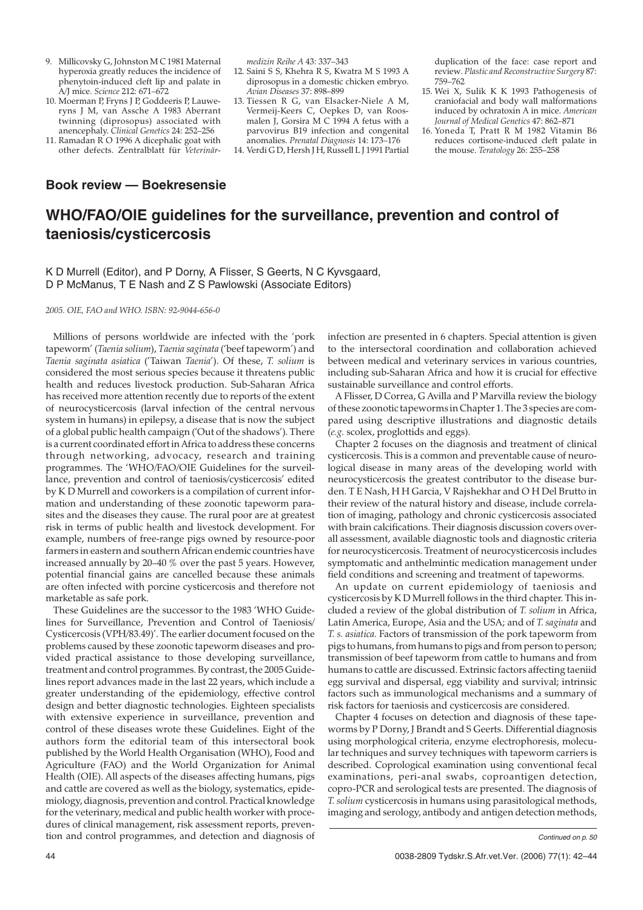9. Millicovsky G, Johnston M C 1981 Maternal hyperoxia greatly reduces the incidence of phenytoin-induced cleft lip and palate in A/J mice. *Science* 212: 671–672
10. Moerman P, Fryns J P, Goddeeris P, Lauweryns J M, van Assche A 1983 Aberrant twinning (diprosopus) associated with anencephaly. *Clinical Genetics* 24: 252–256
11. Ramadan R O 1996 A dicephalic goat with other defects. Zentralblatt für *Veterinärmedizin Reihe A* 43: 337–343
12. Saini S S, Khehra R S, Kwatra M S 1993 A diprosopus in a domestic chicken embryo. *Avian Diseases* 37: 898–899
13. Tiessen R G, van Elsacker-Niele A M, Vermeij-Keers C, Oepkes D, van Roosmalen J, Gorsira M C 1994 A fetus with a parvovirus B19 infection and congenital anomalies. *Prenatal Diagnosis* 14: 173–176
14. Verdi G D, Hersh J H, Russell L J 1991 Partial duplication of the face: case report and review. *Plastic and Reconstructive Surgery* 87: 759–762
15. Wei X, Sulik K K 1993 Pathogenesis of craniofacial and body wall malformations induced by ochratoxin A in mice. *American Journal of Medical Genetics* 47: 862–871
16. Yoneda T, Pratt R M 1982 Vitamin B6 reduces cortisone-induced cleft palate in the mouse. *Teratology* 26: 255–258

## Book review — Boekresensie

# WHO/FAO/OIE guidelines for the surveillance, prevention and control of taeniosis/cysticercosis

K D Murrell (Editor), and P Dorny, A Flisser, S Geerts, N C Kyvsgaard, D P McManus, T E Nash and Z S Pawlowski (Associate Editors)

*2005. OIE, FAO and WHO. ISBN: 92-9044-656-0*

Millions of persons worldwide are infected with the 'pork tapeworm' (*Taenia solium*), *Taenia saginata* ('beef tapeworm') and *Taenia saginata asiatica* ('Taiwan *Taenia*'). Of these, *T. solium* is considered the most serious species because it threatens public health and reduces livestock production. Sub-Saharan Africa has received more attention recently due to reports of the extent of neurocysticercosis (larval infection of the central nervous system in humans) in epilepsy, a disease that is now the subject of a global public health campaign ('Out of the shadows'). There is a current coordinated effort in Africa to address these concerns through networking, advocacy, research and training programmes. The 'WHO/FAO/OIE Guidelines for the surveillance, prevention and control of taeniosis/cysticercosis' edited by K D Murrell and coworkers is a compilation of current information and understanding of these zoonotic tapeworm parasites and the diseases they cause. The rural poor are at greatest risk in terms of public health and livestock development. For example, numbers of free-range pigs owned by resource-poor farmers in eastern and southern African endemic countries have increased annually by 20–40 % over the past 5 years. However, potential financial gains are cancelled because these animals are often infected with porcine cysticercosis and therefore not marketable as safe pork.

These Guidelines are the successor to the 1983 'WHO Guidelines for Surveillance, Prevention and Control of Taeniosis/Cysticercosis (VPH/83.49)'. The earlier document focused on the problems caused by these zoonotic tapeworm diseases and provided practical assistance to those developing surveillance, treatment and control programmes. By contrast, the 2005 Guidelines report advances made in the last 22 years, which include a greater understanding of the epidemiology, effective control design and better diagnostic technologies. Eighteen specialists with extensive experience in surveillance, prevention and control of these diseases wrote these Guidelines. Eight of the authors form the editorial team of this intersectoral book published by the World Health Organisation (WHO), Food and Agriculture (FAO) and the World Organization for Animal Health (OIE). All aspects of the diseases affecting humans, pigs and cattle are covered as well as the biology, systematics, epidemiology, diagnosis, prevention and control. Practical knowledge for the veterinary, medical and public health worker with procedures of clinical management, risk assessment reports, prevention and control programmes, and detection and diagnosis of infection are presented in 6 chapters. Special attention is given to the intersectoral coordination and collaboration achieved between medical and veterinary services in various countries, including sub-Saharan Africa and how it is crucial for effective sustainable surveillance and control efforts.

A Flisser, D Correa, G Avilla and P Marvilla review the biology of these zoonotic tapeworms in Chapter 1. The 3 species are compared using descriptive illustrations and diagnostic details (*e.g.* scolex, proglottids and eggs).

Chapter 2 focuses on the diagnosis and treatment of clinical cysticercosis. This is a common and preventable cause of neurological disease in many areas of the developing world with neurocysticercosis the greatest contributor to the disease burden. T E Nash, H H Garcia, V Rajshekhar and O H Del Brutto in their review of the natural history and disease, include correlation of imaging, pathology and chronic cysticercosis associated with brain calcifications. Their diagnosis discussion covers overall assessment, available diagnostic tools and diagnostic criteria for neurocysticercosis. Treatment of neurocysticercosis includes symptomatic and anthelmintic medication management under field conditions and screening and treatment of tapeworms.

An update on current epidemiology of taeniosis and cysticercosis by K D Murrell follows in the third chapter. This included a review of the global distribution of *T. solium* in Africa, Latin America, Europe, Asia and the USA; and of *T. saginata* and *T. s. asiatica.* Factors of transmission of the pork tapeworm from pigs to humans, from humans to pigs and from person to person; transmission of beef tapeworm from cattle to humans and from humans to cattle are discussed. Extrinsic factors affecting taeniid egg survival and dispersal, egg viability and survival; intrinsic factors such as immunological mechanisms and a summary of risk factors for taeniosis and cysticercosis are considered.

Chapter 4 focuses on detection and diagnosis of these tapeworms by P Dorny, J Brandt and S Geerts. Differential diagnosis using morphological criteria, enzyme electrophoresis, molecular techniques and survey techniques with tapeworm carriers is described. Coprological examination using conventional fecal examinations, peri-anal swabs, coproantigen detection, copro-PCR and serological tests are presented. The diagnosis of *T. solium* cysticercosis in humans using parasitological methods, imaging and serology, antibody and antigen detection methods,

*Continued on p. 50*